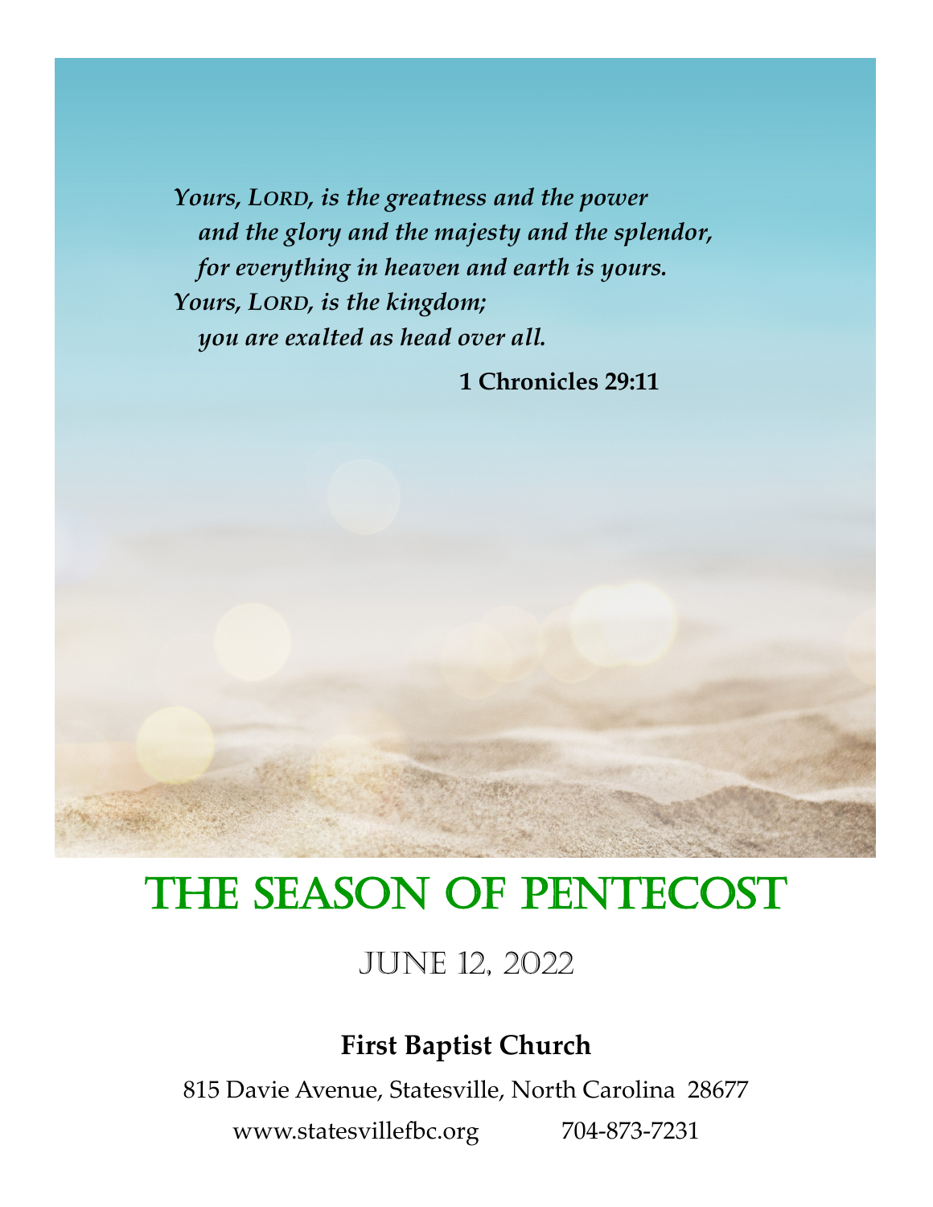*Yours, LORD, is the greatness and the power*
*and the glory and the majesty and the splendor,*
*for everything in heaven and earth is yours.*
*Yours, LORD, is the kingdom;*
*you are exalted as head over all.*

**1 Chronicles 29:11**

# THE SEASON OF PENTECOST

## JUNE 12, 2022

**First Baptist Church**

815 Davie Avenue, Statesville, North Carolina 28677

www.statesvillefbc.org 704-873-7231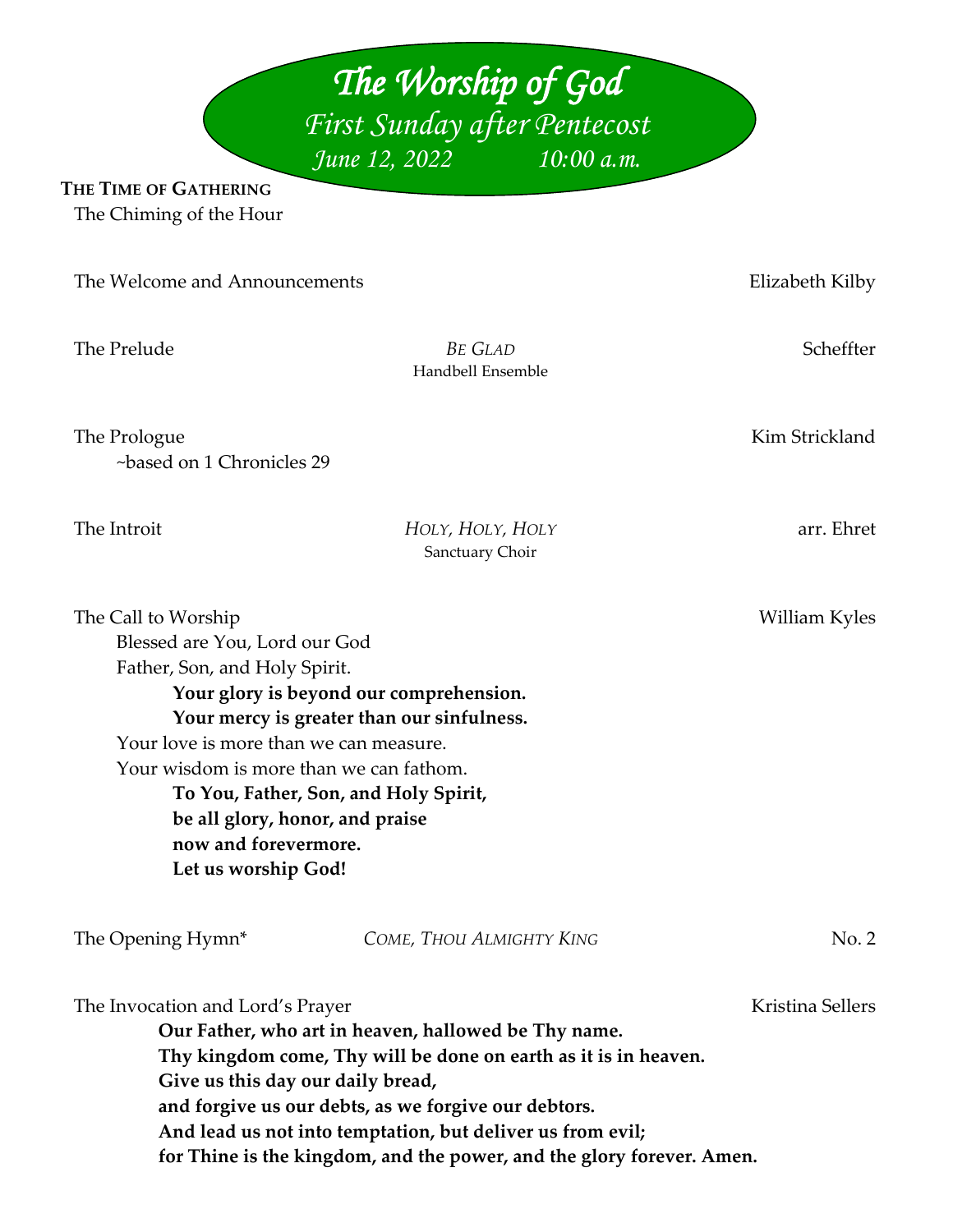# *The Worship of God*

*First Sunday after Pentecost*

*June 12, 2022 10:00 a.m.*

**THE TIME OF GATHERING**

The Chiming of the Hour

The Welcome and Announcements — Elizabeth Kilby

The Prelude — *BE GLAD* — Scheffter
Handbell Ensemble

The Prologue — Kim Strickland
~based on 1 Chronicles 29

The Introit — *HOLY, HOLY, HOLY* — arr. Ehret
Sanctuary Choir

The Call to Worship — William Kyles

Blessed are You, Lord our God
Father, Son, and Holy Spirit.
**Your glory is beyond our comprehension.**
**Your mercy is greater than our sinfulness.**
Your love is more than we can measure.
Your wisdom is more than we can fathom.
**To You, Father, Son, and Holy Spirit,**
**be all glory, honor, and praise**
**now and forevermore.**
**Let us worship God!**

The Opening Hymn* — *COME, THOU ALMIGHTY KING* — No. 2

The Invocation and Lord's Prayer — Kristina Sellers

**Our Father, who art in heaven, hallowed be Thy name.**
**Thy kingdom come, Thy will be done on earth as it is in heaven.**
**Give us this day our daily bread,**
**and forgive us our debts, as we forgive our debtors.**
**And lead us not into temptation, but deliver us from evil;**
**for Thine is the kingdom, and the power, and the glory forever. Amen.**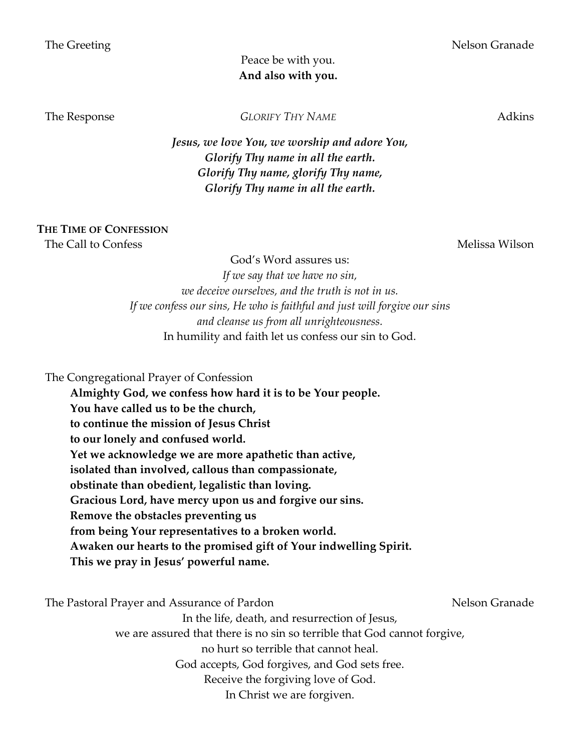The Greeting — Nelson Granade

Peace be with you.
**And also with you.**

The Response — *GLORIFY THY NAME* — Adkins

***Jesus, we love You, we worship and adore You,***
***Glorify Thy name in all the earth.***
***Glorify Thy name, glorify Thy name,***
***Glorify Thy name in all the earth.***

## THE TIME OF CONFESSION

The Call to Confess — Melissa Wilson

God's Word assures us:
*If we say that we have no sin,*
*we deceive ourselves, and the truth is not in us.*
*If we confess our sins, He who is faithful and just will forgive our sins*
*and cleanse us from all unrighteousness.*
In humility and faith let us confess our sin to God.

The Congregational Prayer of Confession

**Almighty God, we confess how hard it is to be Your people.**
**You have called us to be the church,**
**to continue the mission of Jesus Christ**
**to our lonely and confused world.**
**Yet we acknowledge we are more apathetic than active,**
**isolated than involved, callous than compassionate,**
**obstinate than obedient, legalistic than loving.**
**Gracious Lord, have mercy upon us and forgive our sins.**
**Remove the obstacles preventing us**
**from being Your representatives to a broken world.**
**Awaken our hearts to the promised gift of Your indwelling Spirit.**
**This we pray in Jesus' powerful name.**

The Pastoral Prayer and Assurance of Pardon — Nelson Granade

In the life, death, and resurrection of Jesus,
we are assured that there is no sin so terrible that God cannot forgive,
no hurt so terrible that cannot heal.
God accepts, God forgives, and God sets free.
Receive the forgiving love of God.
In Christ we are forgiven.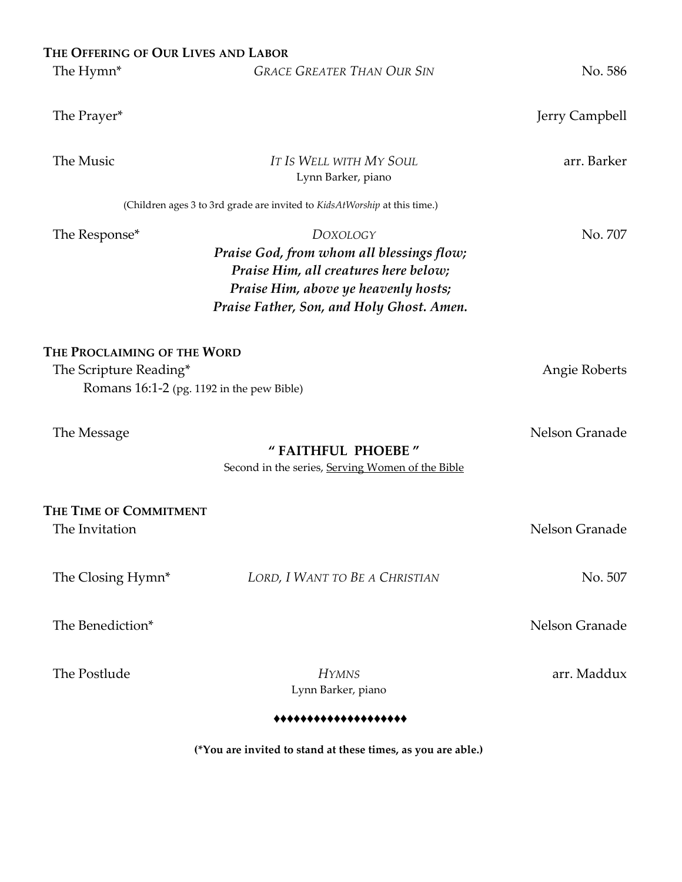## THE OFFERING OF OUR LIVES AND LABOR

The Hymn* — *GRACE GREATER THAN OUR SIN* — No. 586

The Prayer* — Jerry Campbell

The Music — *IT IS WELL WITH MY SOUL* — arr. Barker
Lynn Barker, piano

(Children ages 3 to 3rd grade are invited to *KidsAtWorship* at this time.)

The Response* — *DOXOLOGY* — No. 707

***Praise God, from whom all blessings flow;***
***Praise Him, all creatures here below;***
***Praise Him, above ye heavenly hosts;***
***Praise Father, Son, and Holy Ghost. Amen.***

## THE PROCLAIMING OF THE WORD

The Scripture Reading* — Angie Roberts
Romans 16:1-2 (pg. 1192 in the pew Bible)

The Message — Nelson Granade

**" FAITHFUL PHOEBE "**
Second in the series, Serving Women of the Bible

## THE TIME OF COMMITMENT

The Invitation — Nelson Granade

The Closing Hymn* — *LORD, I WANT TO BE A CHRISTIAN* — No. 507

The Benediction* — Nelson Granade

The Postlude — *HYMNS* — arr. Maddux
Lynn Barker, piano

♦♦♦♦♦♦♦♦♦♦♦♦♦♦♦♦♦♦♦♦

**(*You are invited to stand at these times, as you are able.)**